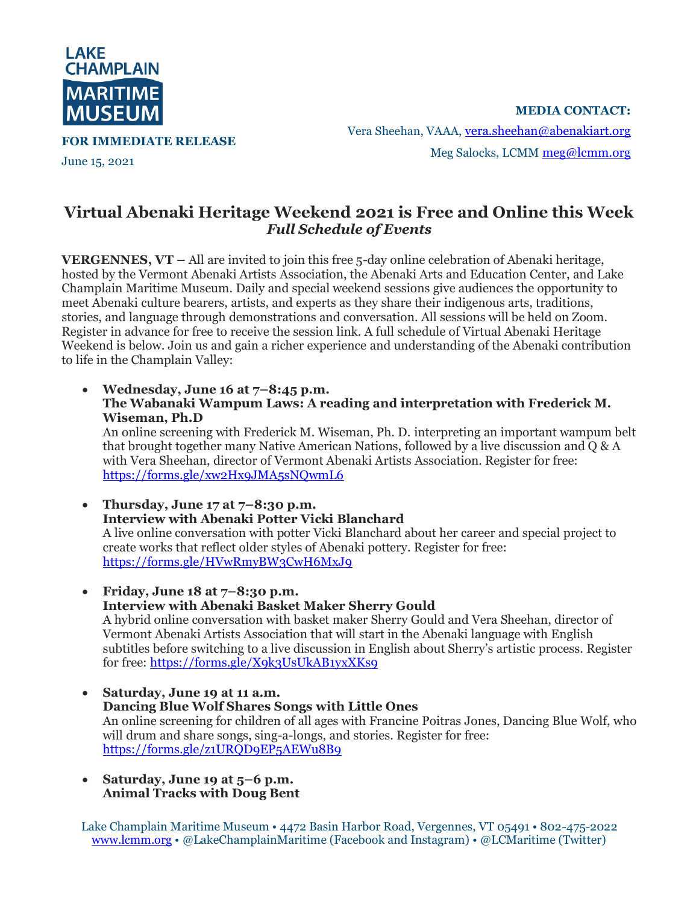LAKE CHAMPLAIN MARITIME MUSEUM

**FOR IMMEDIATE RELEASE**

June 15, 2021

**MEDIA CONTACT:**

Vera Sheehan, VAAA, vera.sheehan@abenakiart.org

Meg Salocks, LCMM meg@lcmm.org

# Virtual Abenaki Heritage Weekend 2021 is Free and Online this Week

***Full Schedule of Events***

**VERGENNES, VT –** All are invited to join this free 5-day online celebration of Abenaki heritage, hosted by the Vermont Abenaki Artists Association, the Abenaki Arts and Education Center, and Lake Champlain Maritime Museum. Daily and special weekend sessions give audiences the opportunity to meet Abenaki culture bearers, artists, and experts as they share their indigenous arts, traditions, stories, and language through demonstrations and conversation. All sessions will be held on Zoom. Register in advance for free to receive the session link. A full schedule of Virtual Abenaki Heritage Weekend is below. Join us and gain a richer experience and understanding of the Abenaki contribution to life in the Champlain Valley:

- **Wednesday, June 16 at 7–8:45 p.m.**
  **The Wabanaki Wampum Laws: A reading and interpretation with Frederick M. Wiseman, Ph.D**
  An online screening with Frederick M. Wiseman, Ph. D. interpreting an important wampum belt that brought together many Native American Nations, followed by a live discussion and Q & A with Vera Sheehan, director of Vermont Abenaki Artists Association. Register for free: https://forms.gle/xw2Hx9JMA5sNQwmL6

- **Thursday, June 17 at 7–8:30 p.m.**
  **Interview with Abenaki Potter Vicki Blanchard**
  A live online conversation with potter Vicki Blanchard about her career and special project to create works that reflect older styles of Abenaki pottery. Register for free: https://forms.gle/HVwRmyBW3CwH6MxJ9

- **Friday, June 18 at 7–8:30 p.m.**
  **Interview with Abenaki Basket Maker Sherry Gould**
  A hybrid online conversation with basket maker Sherry Gould and Vera Sheehan, director of Vermont Abenaki Artists Association that will start in the Abenaki language with English subtitles before switching to a live discussion in English about Sherry's artistic process. Register for free: https://forms.gle/X9k3UsUkAB1yxXKs9

- **Saturday, June 19 at 11 a.m.**
  **Dancing Blue Wolf Shares Songs with Little Ones**
  An online screening for children of all ages with Francine Poitras Jones, Dancing Blue Wolf, who will drum and share songs, sing-a-longs, and stories. Register for free: https://forms.gle/z1URQD9EP5AEWu8B9

- **Saturday, June 19 at 5–6 p.m.**
  **Animal Tracks with Doug Bent**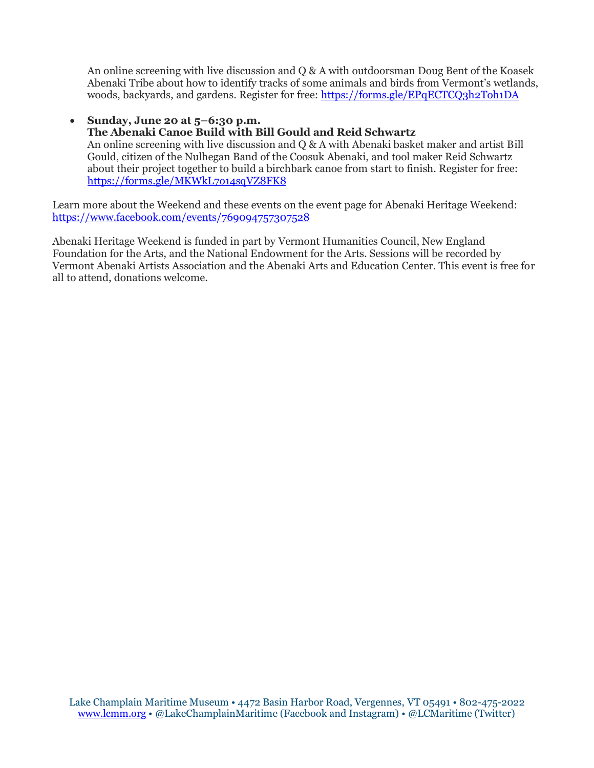An online screening with live discussion and Q & A with outdoorsman Doug Bent of the Koasek Abenaki Tribe about how to identify tracks of some animals and birds from Vermont's wetlands, woods, backyards, and gardens. Register for free: https://forms.gle/EPqECTCQ3h2Toh1DA

- **Sunday, June 20 at 5–6:30 p.m.**
  **The Abenaki Canoe Build with Bill Gould and Reid Schwartz**
  An online screening with live discussion and Q & A with Abenaki basket maker and artist Bill Gould, citizen of the Nulhegan Band of the Coosuk Abenaki, and tool maker Reid Schwartz about their project together to build a birchbark canoe from start to finish. Register for free: https://forms.gle/MKWkL7o14sqVZ8FK8

Learn more about the Weekend and these events on the event page for Abenaki Heritage Weekend: https://www.facebook.com/events/769094757307528

Abenaki Heritage Weekend is funded in part by Vermont Humanities Council, New England Foundation for the Arts, and the National Endowment for the Arts. Sessions will be recorded by Vermont Abenaki Artists Association and the Abenaki Arts and Education Center. This event is free for all to attend, donations welcome.

Lake Champlain Maritime Museum • 4472 Basin Harbor Road, Vergennes, VT 05491 • 802-475-2022
www.lcmm.org • @LakeChamplainMaritime (Facebook and Instagram) • @LCMaritime (Twitter)